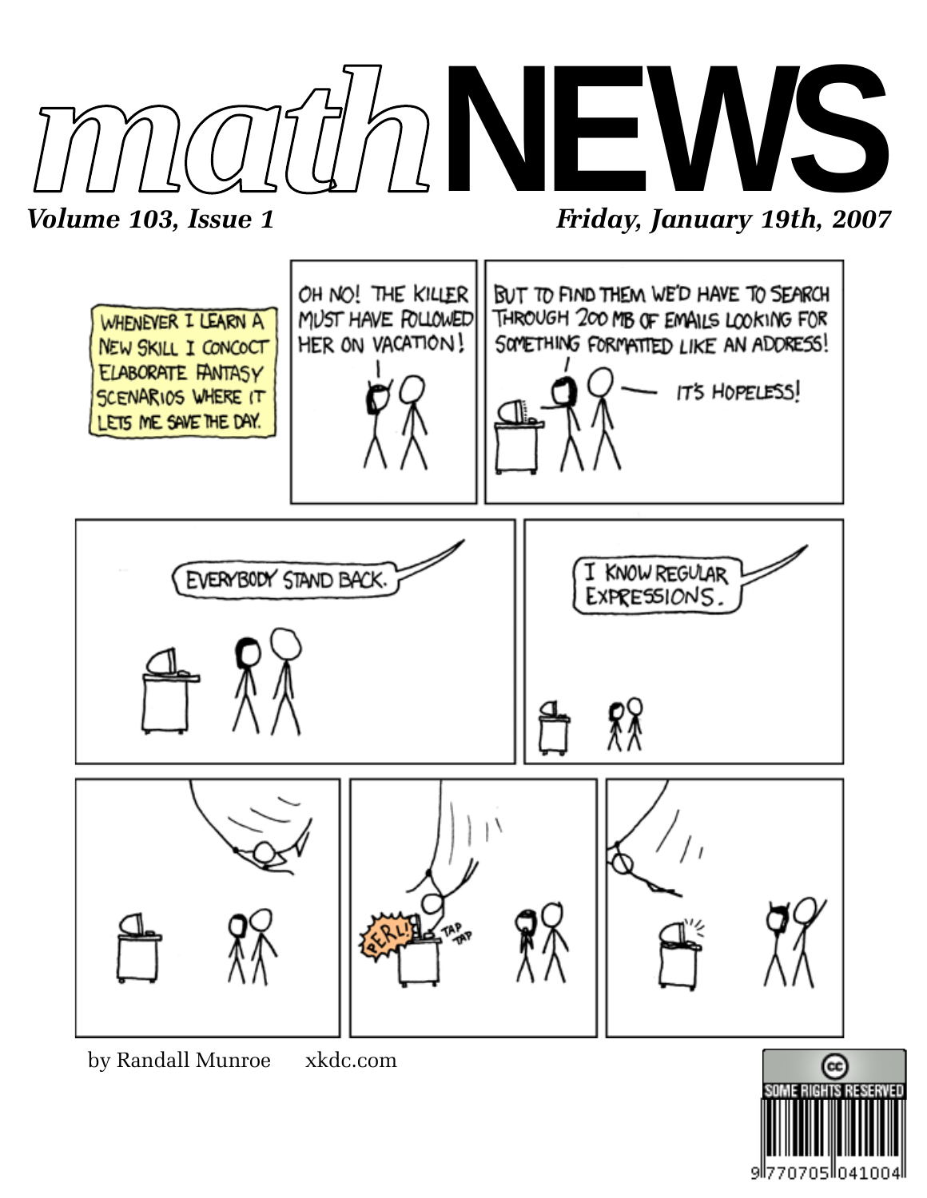# mathNEWS

*Volume 103, Issue 1* *Friday, January 19th, 2007*

WHENEVER I LEARN A NEW SKILL I CONCOCT ELABORATE FANTASY SCENARIOS WHERE IT LETS ME SAVE THE DAY.

OH NO! THE KILLER MUST HAVE FOLLOWED HER ON VACATION!

BUT TO FIND THEM WE'D HAVE TO SEARCH THROUGH 200 MB OF EMAILS LOOKING FOR SOMETHING FORMATTED LIKE AN ADDRESS!

IT'S HOPELESS!

EVERYBODY STAND BACK.

I KNOW REGULAR EXPRESSIONS.

PERL!

TAP TAP

by Randall Munroe xkdc.com

SOME RIGHTS RESERVED

9 770705 041004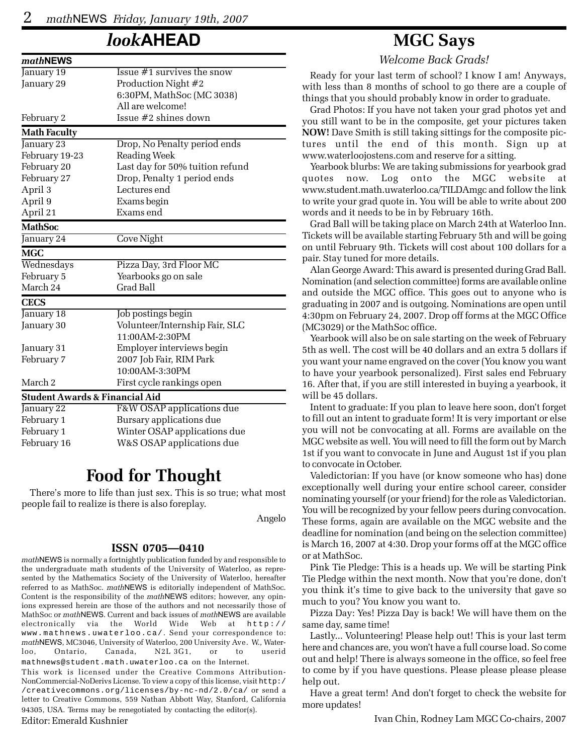# *look*AHEAD

| ***math*NEWS** | |
|---|---|
| January 19 | Issue #1 survives the snow |
| January 29 | Production Night #2<br>6:30PM, MathSoc (MC 3038)<br>All are welcome! |
| February 2 | Issue #2 shines down |

| **Math Faculty** | |
|---|---|
| January 23 | Drop, No Penalty period ends |
| February 19-23 | Reading Week |
| February 20 | Last day for 50% tuition refund |
| February 27 | Drop, Penalty 1 period ends |
| April 3 | Lectures end |
| April 9 | Exams begin |
| April 21 | Exams end |

| **MathSoc** | |
|---|---|
| January 24 | Cove Night |

| **MGC** | |
|---|---|
| Wednesdays | Pizza Day, 3rd Floor MC |
| February 5 | Yearbooks go on sale |
| March 24 | Grad Ball |

| **CECS** | |
|---|---|
| January 18 | Job postings begin |
| January 30 | Volunteer/Internship Fair, SLC<br>11:00AM-2:30PM |
| January 31 | Employer interviews begin |
| February 7 | 2007 Job Fair, RIM Park<br>10:00AM-3:30PM |
| March 2 | First cycle rankings open |

| **Student Awards & Financial Aid** | |
|---|---|
| January 22 | F&W OSAP applications due |
| February 1 | Bursary applications due |
| February 1 | Winter OSAP applications due |
| February 16 | W&S OSAP applications due |

# Food for Thought

There's more to life than just sex. This is so true; what most people fail to realize is there is also foreplay.

Angelo

### ISSN 0705—0410

*math*NEWS is normally a fortnightly publication funded by and responsible to the undergraduate math students of the University of Waterloo, as represented by the Mathematics Society of the University of Waterloo, hereafter referred to as MathSoc. *math*NEWS is editorially independent of MathSoc. Content is the responsibility of the *math*NEWS editors; however, any opinions expressed herein are those of the authors and not necessarily those of MathSoc or *math*NEWS. Current and back issues of *math*NEWS are available electronically via the World Wide Web at http://www.mathnews.uwaterloo.ca/. Send your correspondence to: *math*NEWS, MC3046, University of Waterloo, 200 University Ave. W., Waterloo, Ontario, Canada, N2L 3G1, or to userid mathnews@student.math.uwaterloo.ca on the Internet.

This work is licensed under the Creative Commons Attribution-NonCommercial-NoDerivs License. To view a copy of this license, visit http://creativecommons.org/licenses/by-nc-nd/2.0/ca/ or send a letter to Creative Commons, 559 Nathan Abbott Way, Stanford, California 94305, USA. Terms may be renegotiated by contacting the editor(s).

Editor: Emerald Kushnier

# MGC Says

*Welcome Back Grads!*

Ready for your last term of school? I know I am! Anyways, with less than 8 months of school to go there are a couple of things that you should probably know in order to graduate.

Grad Photos: If you have not taken your grad photos yet and you still want to be in the composite, get your pictures taken **NOW!** Dave Smith is still taking sittings for the composite pictures until the end of this month. Sign up at www.waterloojostens.com and reserve for a sitting.

Yearbook blurbs: We are taking submissions for yearbook grad quotes now. Log onto the MGC website at www.student.math.uwaterloo.ca/TILDAmgc and follow the link to write your grad quote in. You will be able to write about 200 words and it needs to be in by February 16th.

Grad Ball will be taking place on March 24th at Waterloo Inn. Tickets will be available starting February 5th and will be going on until February 9th. Tickets will cost about 100 dollars for a pair. Stay tuned for more details.

Alan George Award: This award is presented during Grad Ball. Nomination (and selection committee) forms are available online and outside the MGC office. This goes out to anyone who is graduating in 2007 and is outgoing. Nominations are open until 4:30pm on February 24, 2007. Drop off forms at the MGC Office (MC3029) or the MathSoc office.

Yearbook will also be on sale starting on the week of February 5th as well. The cost will be 40 dollars and an extra 5 dollars if you want your name engraved on the cover (You know you want to have your yearbook personalized). First sales end February 16. After that, if you are still interested in buying a yearbook, it will be 45 dollars.

Intent to graduate: If you plan to leave here soon, don't forget to fill out an intent to graduate form! It is very important or else you will not be convocating at all. Forms are available on the MGC website as well. You will need to fill the form out by March 1st if you want to convocate in June and August 1st if you plan to convocate in October.

Valedictorian: If you have (or know someone who has) done exceptionally well during your entire school career, consider nominating yourself (or your friend) for the role as Valedictorian. You will be recognized by your fellow peers during convocation. These forms, again are available on the MGC website and the deadline for nomination (and being on the selection committee) is March 16, 2007 at 4:30. Drop your forms off at the MGC office or at MathSoc.

Pink Tie Pledge: This is a heads up. We will be starting Pink Tie Pledge within the next month. Now that you're done, don't you think it's time to give back to the university that gave so much to you? You know you want to.

Pizza Day: Yes! Pizza Day is back! We will have them on the same day, same time!

Lastly... Volunteering! Please help out! This is your last term here and chances are, you won't have a full course load. So come out and help! There is always someone in the office, so feel free to come by if you have questions. Please please please please help out.

Have a great term! And don't forget to check the website for more updates!

Ivan Chin, Rodney Lam MGC Co-chairs, 2007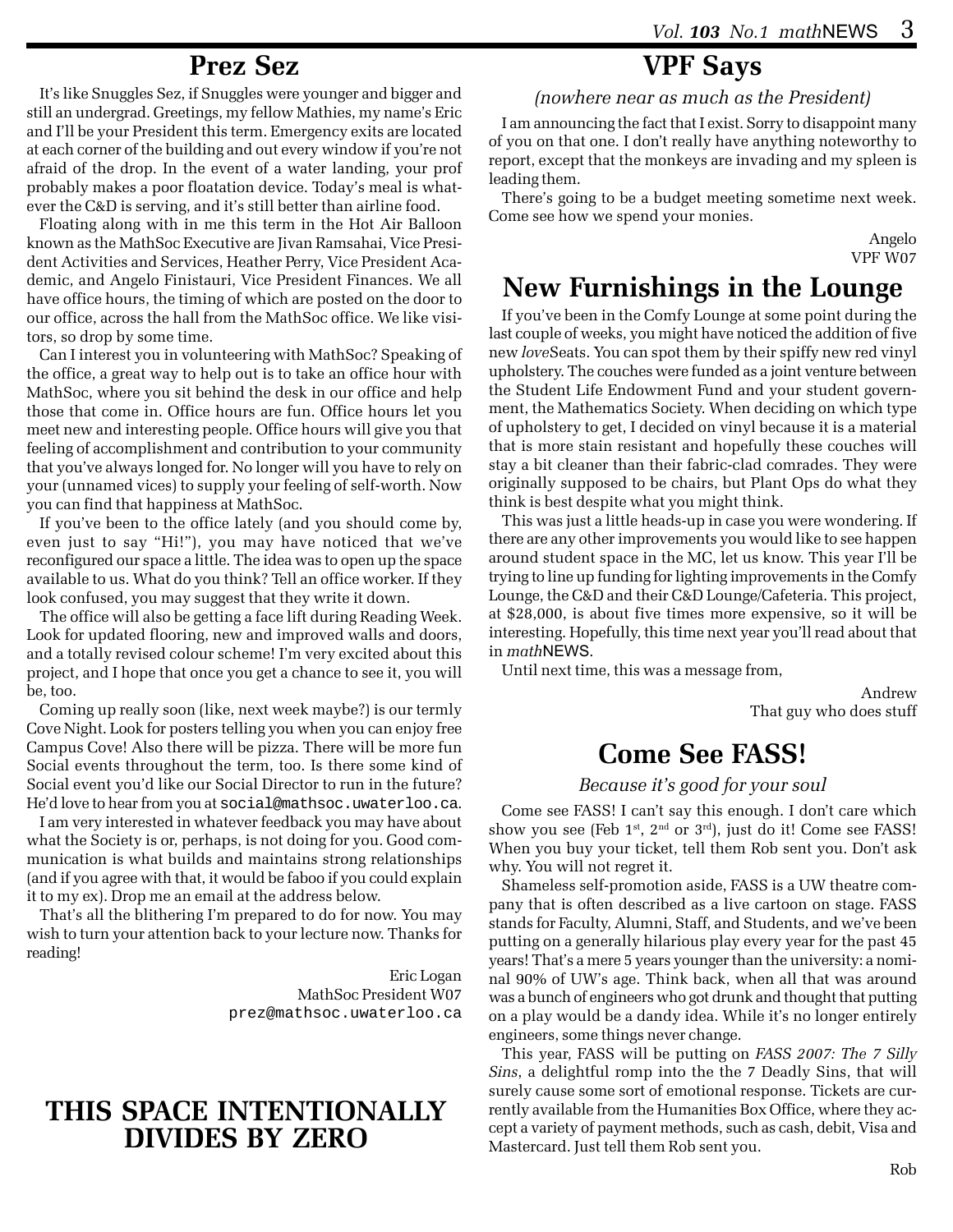## Prez Sez

It's like Snuggles Sez, if Snuggles were younger and bigger and still an undergrad. Greetings, my fellow Mathies, my name's Eric and I'll be your President this term. Emergency exits are located at each corner of the building and out every window if you're not afraid of the drop. In the event of a water landing, your prof probably makes a poor floatation device. Today's meal is whatever the C&D is serving, and it's still better than airline food.

Floating along with in me this term in the Hot Air Balloon known as the MathSoc Executive are Jivan Ramsahai, Vice President Activities and Services, Heather Perry, Vice President Academic, and Angelo Finistauri, Vice President Finances. We all have office hours, the timing of which are posted on the door to our office, across the hall from the MathSoc office. We like visitors, so drop by some time.

Can I interest you in volunteering with MathSoc? Speaking of the office, a great way to help out is to take an office hour with MathSoc, where you sit behind the desk in our office and help those that come in. Office hours are fun. Office hours let you meet new and interesting people. Office hours will give you that feeling of accomplishment and contribution to your community that you've always longed for. No longer will you have to rely on your (unnamed vices) to supply your feeling of self-worth. Now you can find that happiness at MathSoc.

If you've been to the office lately (and you should come by, even just to say "Hi!"), you may have noticed that we've reconfigured our space a little. The idea was to open up the space available to us. What do you think? Tell an office worker. If they look confused, you may suggest that they write it down.

The office will also be getting a face lift during Reading Week. Look for updated flooring, new and improved walls and doors, and a totally revised colour scheme! I'm very excited about this project, and I hope that once you get a chance to see it, you will be, too.

Coming up really soon (like, next week maybe?) is our termly Cove Night. Look for posters telling you when you can enjoy free Campus Cove! Also there will be pizza. There will be more fun Social events throughout the term, too. Is there some kind of Social event you'd like our Social Director to run in the future? He'd love to hear from you at `social@mathsoc.uwaterloo.ca`.

I am very interested in whatever feedback you may have about what the Society is or, perhaps, is not doing for you. Good communication is what builds and maintains strong relationships (and if you agree with that, it would be faboo if you could explain it to my ex). Drop me an email at the address below.

That's all the blithering I'm prepared to do for now. You may wish to turn your attention back to your lecture now. Thanks for reading!

Eric Logan
MathSoc President W07
`prez@mathsoc.uwaterloo.ca`

## THIS SPACE INTENTIONALLY DIVIDES BY ZERO

## VPF Says

*(nowhere near as much as the President)*

I am announcing the fact that I exist. Sorry to disappoint many of you on that one. I don't really have anything noteworthy to report, except that the monkeys are invading and my spleen is leading them.

There's going to be a budget meeting sometime next week. Come see how we spend your monies.

Angelo
VPF W07

## New Furnishings in the Lounge

If you've been in the Comfy Lounge at some point during the last couple of weeks, you might have noticed the addition of five new *love*Seats. You can spot them by their spiffy new red vinyl upholstery. The couches were funded as a joint venture between the Student Life Endowment Fund and your student government, the Mathematics Society. When deciding on which type of upholstery to get, I decided on vinyl because it is a material that is more stain resistant and hopefully these couches will stay a bit cleaner than their fabric-clad comrades. They were originally supposed to be chairs, but Plant Ops do what they think is best despite what you might think.

This was just a little heads-up in case you were wondering. If there are any other improvements you would like to see happen around student space in the MC, let us know. This year I'll be trying to line up funding for lighting improvements in the Comfy Lounge, the C&D and their C&D Lounge/Cafeteria. This project, at $28,000, is about five times more expensive, so it will be interesting. Hopefully, this time next year you'll read about that in *math*NEWS.

Until next time, this was a message from,

Andrew
That guy who does stuff

## Come See FASS!

*Because it's good for your soul*

Come see FASS! I can't say this enough. I don't care which show you see (Feb 1st, 2nd or 3rd), just do it! Come see FASS! When you buy your ticket, tell them Rob sent you. Don't ask why. You will not regret it.

Shameless self-promotion aside, FASS is a UW theatre company that is often described as a live cartoon on stage. FASS stands for Faculty, Alumni, Staff, and Students, and we've been putting on a generally hilarious play every year for the past 45 years! That's a mere 5 years younger than the university: a nominal 90% of UW's age. Think back, when all that was around was a bunch of engineers who got drunk and thought that putting on a play would be a dandy idea. While it's no longer entirely engineers, some things never change.

This year, FASS will be putting on *FASS 2007: The 7 Silly Sins*, a delightful romp into the the 7 Deadly Sins, that will surely cause some sort of emotional response. Tickets are currently available from the Humanities Box Office, where they accept a variety of payment methods, such as cash, debit, Visa and Mastercard. Just tell them Rob sent you.

Rob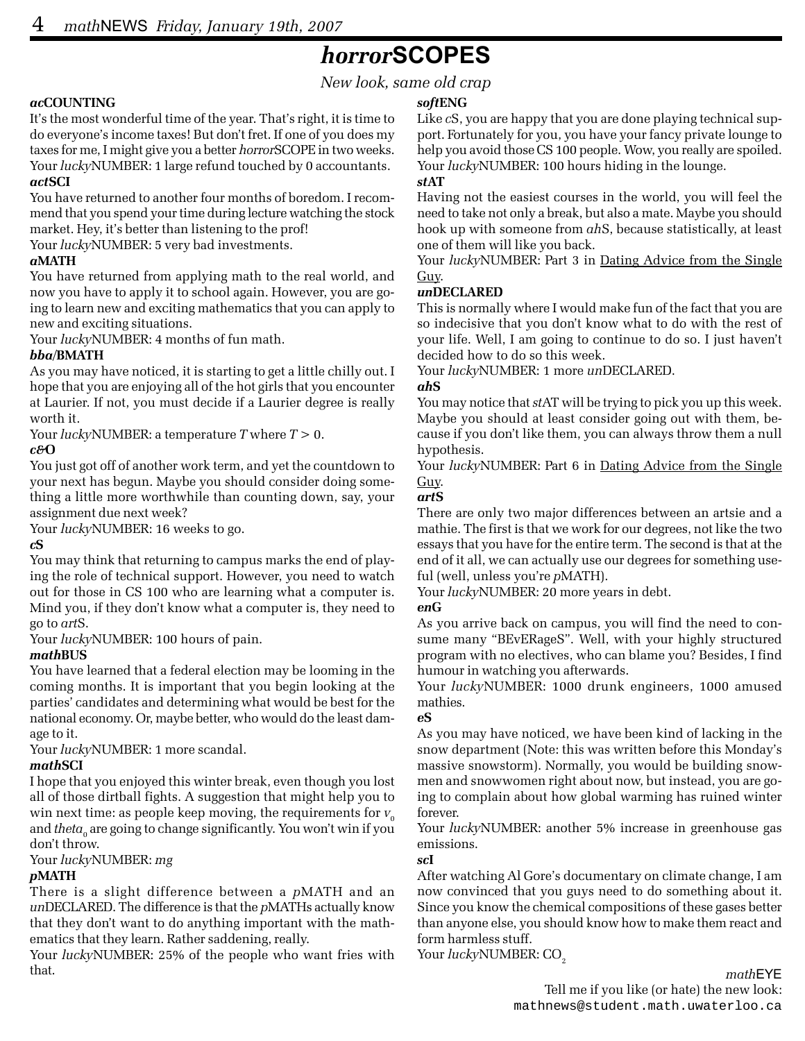# *horror*SCOPES

*New look, same old crap*

### *ac*COUNTING

It's the most wonderful time of the year. That's right, it is time to do everyone's income taxes! But don't fret. If one of you does my taxes for me, I might give you a better *horror*SCOPE in two weeks.

Your *lucky*NUMBER: 1 large refund touched by 0 accountants.

### *act*SCI

You have returned to another four months of boredom. I recommend that you spend your time during lecture watching the stock market. Hey, it's better than listening to the prof!

Your *lucky*NUMBER: 5 very bad investments.

### *a*MATH

You have returned from applying math to the real world, and now you have to apply it to school again. However, you are going to learn new and exciting mathematics that you can apply to new and exciting situations.

Your *lucky*NUMBER: 4 months of fun math.

### *bba*/BMATH

As you may have noticed, it is starting to get a little chilly out. I hope that you are enjoying all of the hot girls that you encounter at Laurier. If not, you must decide if a Laurier degree is really worth it.

Your *lucky*NUMBER: a temperature $T$ where $T > 0$.

### *c&*O

You just got off of another work term, and yet the countdown to your next has begun. Maybe you should consider doing something a little more worthwhile than counting down, say, your assignment due next week?

Your *lucky*NUMBER: 16 weeks to go.

### *c*S

You may think that returning to campus marks the end of playing the role of technical support. However, you need to watch out for those in CS 100 who are learning what a computer is. Mind you, if they don't know what a computer is, they need to go to *art*S.

Your *lucky*NUMBER: 100 hours of pain.

### *math*BUS

You have learned that a federal election may be looming in the coming months. It is important that you begin looking at the parties' candidates and determining what would be best for the national economy. Or, maybe better, who would do the least damage to it.

Your *lucky*NUMBER: 1 more scandal.

### *math*SCI

I hope that you enjoyed this winter break, even though you lost all of those dirtball fights. A suggestion that might help you to win next time: as people keep moving, the requirements for $v_0$ and $theta_0$ are going to change significantly. You won't win if you don't throw.

Your *lucky*NUMBER: $mg$

### *p*MATH

There is a slight difference between a *p*MATH and an *un*DECLARED. The difference is that the *p*MATHs actually know that they don't want to do anything important with the mathematics that they learn. Rather saddening, really.

Your *lucky*NUMBER: 25% of the people who want fries with that.

### *soft*ENG

Like *c*S, you are happy that you are done playing technical support. Fortunately for you, you have your fancy private lounge to help you avoid those CS 100 people. Wow, you really are spoiled.

Your *lucky*NUMBER: 100 hours hiding in the lounge.

### *st*AT

Having not the easiest courses in the world, you will feel the need to take not only a break, but also a mate. Maybe you should hook up with someone from *ah*S, because statistically, at least one of them will like you back.

Your *lucky*NUMBER: Part 3 in Dating Advice from the Single Guy.

### *un*DECLARED

This is normally where I would make fun of the fact that you are so indecisive that you don't know what to do with the rest of your life. Well, I am going to continue to do so. I just haven't decided how to do so this week.

Your *lucky*NUMBER: 1 more *un*DECLARED.

### *ah*S

You may notice that *st*AT will be trying to pick you up this week. Maybe you should at least consider going out with them, because if you don't like them, you can always throw them a null hypothesis.

Your *lucky*NUMBER: Part 6 in Dating Advice from the Single Guy.

### *art*S

There are only two major differences between an artsie and a mathie. The first is that we work for our degrees, not like the two essays that you have for the entire term. The second is that at the end of it all, we can actually use our degrees for something useful (well, unless you're *p*MATH).

Your *lucky*NUMBER: 20 more years in debt.

### *en*G

As you arrive back on campus, you will find the need to consume many "BEvERageS". Well, with your highly structured program with no electives, who can blame you? Besides, I find humour in watching you afterwards.

Your *lucky*NUMBER: 1000 drunk engineers, 1000 amused mathies.

### *e*S

As you may have noticed, we have been kind of lacking in the snow department (Note: this was written before this Monday's massive snowstorm). Normally, you would be building snowmen and snowwomen right about now, but instead, you are going to complain about how global warming has ruined winter forever.

Your *lucky*NUMBER: another 5% increase in greenhouse gas emissions.

### *sc*I

After watching Al Gore's documentary on climate change, I am now convinced that you guys need to do something about it. Since you know the chemical compositions of these gases better than anyone else, you should know how to make them react and form harmless stuff.

Your *lucky*NUMBER: $CO_2$

*math*EYE

Tell me if you like (or hate) the new look: mathnews@student.math.uwaterloo.ca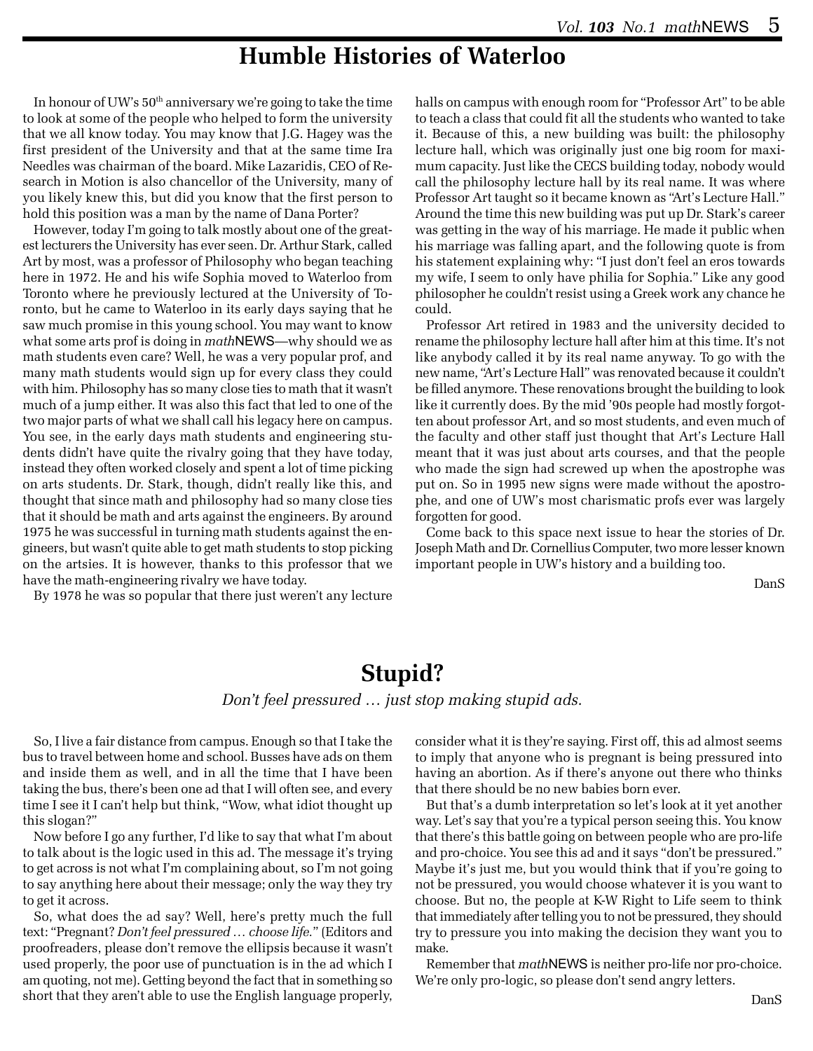# Humble Histories of Waterloo

In honour of UW's 50th anniversary we're going to take the time to look at some of the people who helped to form the university that we all know today. You may know that J.G. Hagey was the first president of the University and that at the same time Ira Needles was chairman of the board. Mike Lazaridis, CEO of Research in Motion is also chancellor of the University, many of you likely knew this, but did you know that the first person to hold this position was a man by the name of Dana Porter?

However, today I'm going to talk mostly about one of the greatest lecturers the University has ever seen. Dr. Arthur Stark, called Art by most, was a professor of Philosophy who began teaching here in 1972. He and his wife Sophia moved to Waterloo from Toronto where he previously lectured at the University of Toronto, but he came to Waterloo in its early days saying that he saw much promise in this young school. You may want to know what some arts prof is doing in *math*NEWS—why should we as math students even care? Well, he was a very popular prof, and many math students would sign up for every class they could with him. Philosophy has so many close ties to math that it wasn't much of a jump either. It was also this fact that led to one of the two major parts of what we shall call his legacy here on campus. You see, in the early days math students and engineering students didn't have quite the rivalry going that they have today, instead they often worked closely and spent a lot of time picking on arts students. Dr. Stark, though, didn't really like this, and thought that since math and philosophy had so many close ties that it should be math and arts against the engineers. By around 1975 he was successful in turning math students against the engineers, but wasn't quite able to get math students to stop picking on the artsies. It is however, thanks to this professor that we have the math-engineering rivalry we have today.

By 1978 he was so popular that there just weren't any lecture halls on campus with enough room for "Professor Art" to be able to teach a class that could fit all the students who wanted to take it. Because of this, a new building was built: the philosophy lecture hall, which was originally just one big room for maximum capacity. Just like the CECS building today, nobody would call the philosophy lecture hall by its real name. It was where Professor Art taught so it became known as "Art's Lecture Hall." Around the time this new building was put up Dr. Stark's career was getting in the way of his marriage. He made it public when his marriage was falling apart, and the following quote is from his statement explaining why: "I just don't feel an eros towards my wife, I seem to only have philia for Sophia." Like any good philosopher he couldn't resist using a Greek work any chance he could.

Professor Art retired in 1983 and the university decided to rename the philosophy lecture hall after him at this time. It's not like anybody called it by its real name anyway. To go with the new name, "Art's Lecture Hall" was renovated because it couldn't be filled anymore. These renovations brought the building to look like it currently does. By the mid '90s people had mostly forgotten about professor Art, and so most students, and even much of the faculty and other staff just thought that Art's Lecture Hall meant that it was just about arts courses, and that the people who made the sign had screwed up when the apostrophe was put on. So in 1995 new signs were made without the apostrophe, and one of UW's most charismatic profs ever was largely forgotten for good.

Come back to this space next issue to hear the stories of Dr. Joseph Math and Dr. Cornellius Computer, two more lesser known important people in UW's history and a building too.

DanS

# Stupid?

*Don't feel pressured … just stop making stupid ads.*

So, I live a fair distance from campus. Enough so that I take the bus to travel between home and school. Busses have ads on them and inside them as well, and in all the time that I have been taking the bus, there's been one ad that I will often see, and every time I see it I can't help but think, "Wow, what idiot thought up this slogan?"

Now before I go any further, I'd like to say that what I'm about to talk about is the logic used in this ad. The message it's trying to get across is not what I'm complaining about, so I'm not going to say anything here about their message; only the way they try to get it across.

So, what does the ad say? Well, here's pretty much the full text: "Pregnant? *Don't feel pressured … choose life.*" (Editors and proofreaders, please don't remove the ellipsis because it wasn't used properly, the poor use of punctuation is in the ad which I am quoting, not me). Getting beyond the fact that in something so short that they aren't able to use the English language properly, consider what it is they're saying. First off, this ad almost seems to imply that anyone who is pregnant is being pressured into having an abortion. As if there's anyone out there who thinks that there should be no new babies born ever.

But that's a dumb interpretation so let's look at it yet another way. Let's say that you're a typical person seeing this. You know that there's this battle going on between people who are pro-life and pro-choice. You see this ad and it says "don't be pressured." Maybe it's just me, but you would think that if you're going to not be pressured, you would choose whatever it is you want to choose. But no, the people at K-W Right to Life seem to think that immediately after telling you to not be pressured, they should try to pressure you into making the decision they want you to make.

Remember that *math*NEWS is neither pro-life nor pro-choice. We're only pro-logic, so please don't send angry letters.

DanS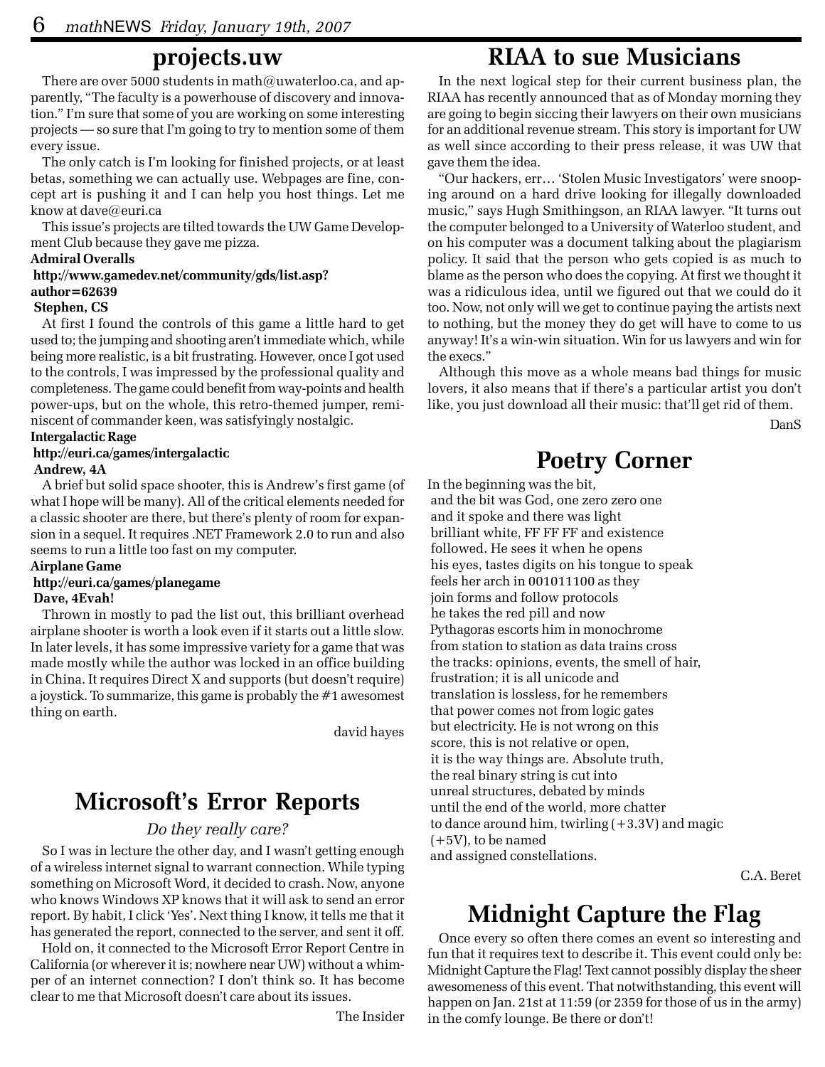## projects.uw

There are over 5000 students in math@uwaterloo.ca, and apparently, "The faculty is a powerhouse of discovery and innovation." I'm sure that some of you are working on some interesting projects — so sure that I'm going to try to mention some of them every issue.

The only catch is I'm looking for finished projects, or at least betas, something we can actually use. Webpages are fine, concept art is pushing it and I can help you host things. Let me know at dave@euri.ca

This issue's projects are tilted towards the UW Game Development Club because they gave me pizza.

**Admiral Overalls**
**http://www.gamedev.net/community/gds/list.asp?author=62639**
**Stephen, CS**

At first I found the controls of this game a little hard to get used to; the jumping and shooting aren't immediate which, while being more realistic, is a bit frustrating. However, once I got used to the controls, I was impressed by the professional quality and completeness. The game could benefit from way-points and health power-ups, but on the whole, this retro-themed jumper, reminiscent of commander keen, was satisfyingly nostalgic.

**Intergalactic Rage**
**http://euri.ca/games/intergalactic**
**Andrew, 4A**

A brief but solid space shooter, this is Andrew's first game (of what I hope will be many). All of the critical elements needed for a classic shooter are there, but there's plenty of room for expansion in a sequel. It requires .NET Framework 2.0 to run and also seems to run a little too fast on my computer.

**Airplane Game**
**http://euri.ca/games/planegame**
**Dave, 4Evah!**

Thrown in mostly to pad the list out, this brilliant overhead airplane shooter is worth a look even if it starts out a little slow. In later levels, it has some impressive variety for a game that was made mostly while the author was locked in an office building in China. It requires Direct X and supports (but doesn't require) a joystick. To summarize, this game is probably the #1 awesomest thing on earth.

david hayes

## Microsoft's Error Reports

*Do they really care?*

So I was in lecture the other day, and I wasn't getting enough of a wireless internet signal to warrant connection. While typing something on Microsoft Word, it decided to crash. Now, anyone who knows Windows XP knows that it will ask to send an error report. By habit, I click 'Yes'. Next thing I know, it tells me that it has generated the report, connected to the server, and sent it off.

Hold on, it connected to the Microsoft Error Report Centre in California (or wherever it is; nowhere near UW) without a whimper of an internet connection? I don't think so. It has become clear to me that Microsoft doesn't care about its issues.

The Insider

## RIAA to sue Musicians

In the next logical step for their current business plan, the RIAA has recently announced that as of Monday morning they are going to begin siccing their lawyers on their own musicians for an additional revenue stream. This story is important for UW as well since according to their press release, it was UW that gave them the idea.

"Our hackers, err… 'Stolen Music Investigators' were snooping around on a hard drive looking for illegally downloaded music," says Hugh Smithingson, an RIAA lawyer. "It turns out the computer belonged to a University of Waterloo student, and on his computer was a document talking about the plagiarism policy. It said that the person who gets copied is as much to blame as the person who does the copying. At first we thought it was a ridiculous idea, until we figured out that we could do it too. Now, not only will we get to continue paying the artists next to nothing, but the money they do get will have to come to us anyway! It's a win-win situation. Win for us lawyers and win for the execs."

Although this move as a whole means bad things for music lovers, it also means that if there's a particular artist you don't like, you just download all their music: that'll get rid of them.

DanS

## Poetry Corner

In the beginning was the bit,
and the bit was God, one zero zero one
and it spoke and there was light
brilliant white, FF FF FF and existence
followed. He sees it when he opens
his eyes, tastes digits on his tongue to speak
feels her arch in 001011100 as they
join forms and follow protocols
he takes the red pill and now
Pythagoras escorts him in monochrome
from station to station as data trains cross
the tracks: opinions, events, the smell of hair,
frustration; it is all unicode and
translation is lossless, for he remembers
that power comes not from logic gates
but electricity. He is not wrong on this
score, this is not relative or open,
it is the way things are. Absolute truth,
the real binary string is cut into
unreal structures, debated by minds
until the end of the world, more chatter
to dance around him, twirling (+3.3V) and magic
(+5V), to be named
and assigned constellations.

C.A. Beret

## Midnight Capture the Flag

Once every so often there comes an event so interesting and fun that it requires text to describe it. This event could only be: Midnight Capture the Flag! Text cannot possibly display the sheer awesomeness of this event. That notwithstanding, this event will happen on Jan. 21st at 11:59 (or 2359 for those of us in the army) in the comfy lounge. Be there or don't!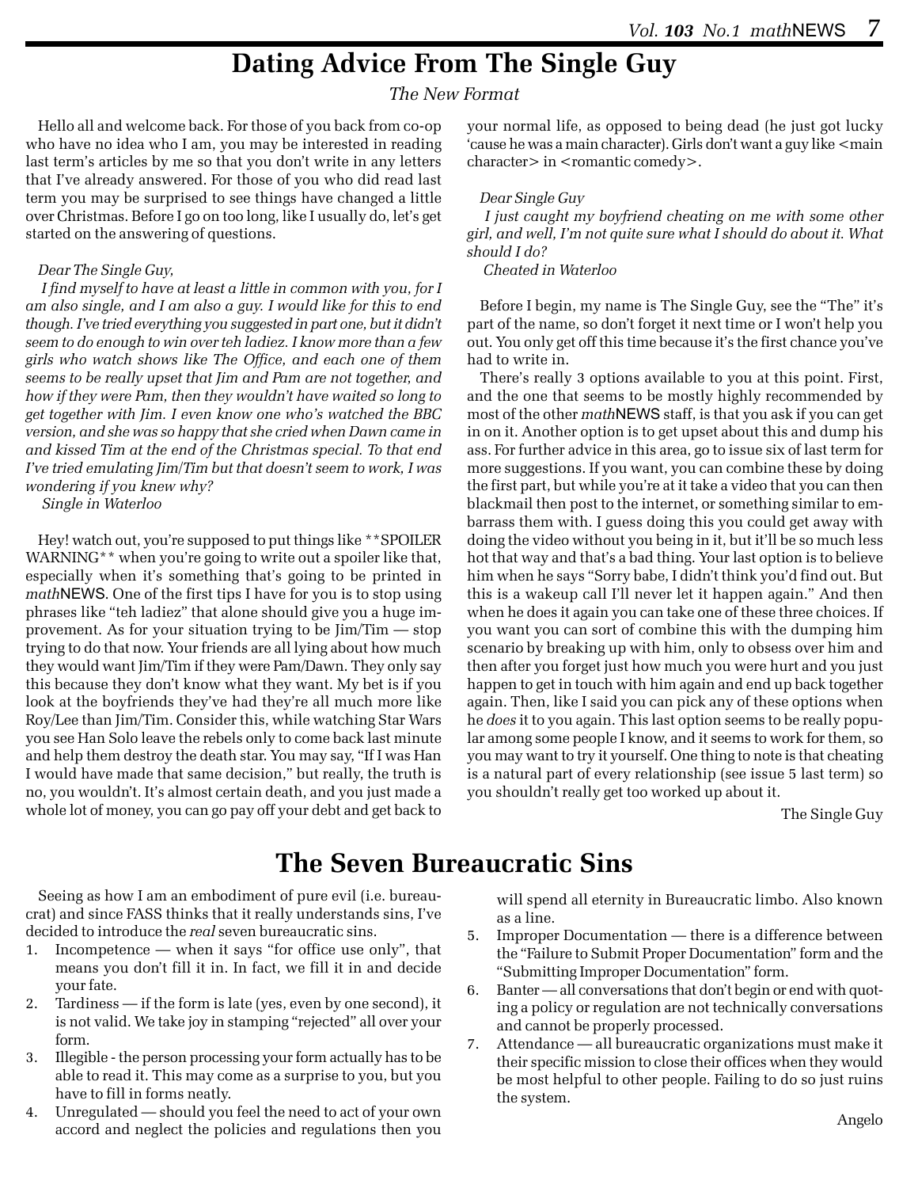# Dating Advice From The Single Guy

*The New Format*

Hello all and welcome back. For those of you back from co-op who have no idea who I am, you may be interested in reading last term's articles by me so that you don't write in any letters that I've already answered. For those of you who did read last term you may be surprised to see things have changed a little over Christmas. Before I go on too long, like I usually do, let's get started on the answering of questions.

*Dear The Single Guy,*

*I find myself to have at least a little in common with you, for I am also single, and I am also a guy. I would like for this to end though. I've tried everything you suggested in part one, but it didn't seem to do enough to win over teh ladiez. I know more than a few girls who watch shows like The Office, and each one of them seems to be really upset that Jim and Pam are not together, and how if they were Pam, then they wouldn't have waited so long to get together with Jim. I even know one who's watched the BBC version, and she was so happy that she cried when Dawn came in and kissed Tim at the end of the Christmas special. To that end I've tried emulating Jim/Tim but that doesn't seem to work, I was wondering if you knew why?*

*Single in Waterloo*

Hey! watch out, you're supposed to put things like **SPOILER WARNING** when you're going to write out a spoiler like that, especially when it's something that's going to be printed in *math*NEWS. One of the first tips I have for you is to stop using phrases like "teh ladiez" that alone should give you a huge improvement. As for your situation trying to be Jim/Tim — stop trying to do that now. Your friends are all lying about how much they would want Jim/Tim if they were Pam/Dawn. They only say this because they don't know what they want. My bet is if you look at the boyfriends they've had they're all much more like Roy/Lee than Jim/Tim. Consider this, while watching Star Wars you see Han Solo leave the rebels only to come back last minute and help them destroy the death star. You may say, "If I was Han I would have made that same decision," but really, the truth is no, you wouldn't. It's almost certain death, and you just made a whole lot of money, you can go pay off your debt and get back to your normal life, as opposed to being dead (he just got lucky 'cause he was a main character). Girls don't want a guy like <main character> in <romantic comedy>.

*Dear Single Guy*

*I just caught my boyfriend cheating on me with some other girl, and well, I'm not quite sure what I should do about it. What should I do?*

*Cheated in Waterloo*

Before I begin, my name is The Single Guy, see the "The" it's part of the name, so don't forget it next time or I won't help you out. You only get off this time because it's the first chance you've had to write in.

There's really 3 options available to you at this point. First, and the one that seems to be mostly highly recommended by most of the other *math*NEWS staff, is that you ask if you can get in on it. Another option is to get upset about this and dump his ass. For further advice in this area, go to issue six of last term for more suggestions. If you want, you can combine these by doing the first part, but while you're at it take a video that you can then blackmail then post to the internet, or something similar to embarrass them with. I guess doing this you could get away with doing the video without you being in it, but it'll be so much less hot that way and that's a bad thing. Your last option is to believe him when he says "Sorry babe, I didn't think you'd find out. But this is a wakeup call I'll never let it happen again." And then when he does it again you can take one of these three choices. If you want you can sort of combine this with the dumping him scenario by breaking up with him, only to obsess over him and then after you forget just how much you were hurt and you just happen to get in touch with him again and end up back together again. Then, like I said you can pick any of these options when he *does* it to you again. This last option seems to be really popular among some people I know, and it seems to work for them, so you may want to try it yourself. One thing to note is that cheating is a natural part of every relationship (see issue 5 last term) so you shouldn't really get too worked up about it.

The Single Guy

# The Seven Bureaucratic Sins

Seeing as how I am an embodiment of pure evil (i.e. bureaucrat) and since FASS thinks that it really understands sins, I've decided to introduce the *real* seven bureaucratic sins.

1. Incompetence — when it says "for office use only", that means you don't fill it in. In fact, we fill it in and decide your fate.
2. Tardiness — if the form is late (yes, even by one second), it is not valid. We take joy in stamping "rejected" all over your form.
3. Illegible - the person processing your form actually has to be able to read it. This may come as a surprise to you, but you have to fill in forms neatly.
4. Unregulated — should you feel the need to act of your own accord and neglect the policies and regulations then you will spend all eternity in Bureaucratic limbo. Also known as a line.
5. Improper Documentation — there is a difference between the "Failure to Submit Proper Documentation" form and the "Submitting Improper Documentation" form.
6. Banter — all conversations that don't begin or end with quoting a policy or regulation are not technically conversations and cannot be properly processed.
7. Attendance — all bureaucratic organizations must make it their specific mission to close their offices when they would be most helpful to other people. Failing to do so just ruins the system.

Angelo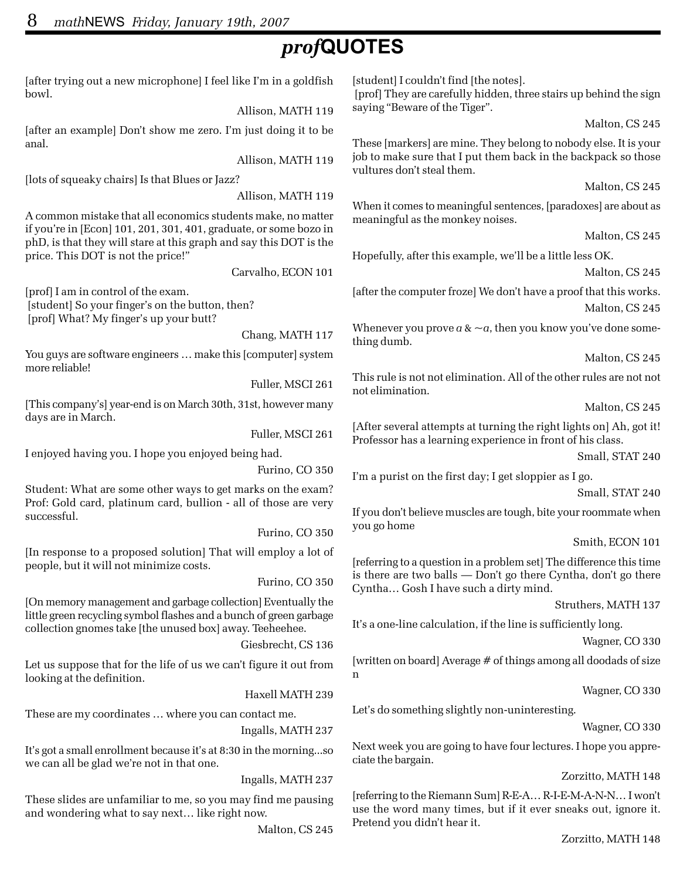# *prof*QUOTES

[after trying out a new microphone] I feel like I'm in a goldfish bowl.

Allison, MATH 119

[after an example] Don't show me zero. I'm just doing it to be anal.

Allison, MATH 119

[lots of squeaky chairs] Is that Blues or Jazz?

Allison, MATH 119

A common mistake that all economics students make, no matter if you're in [Econ] 101, 201, 301, 401, graduate, or some bozo in phD, is that they will stare at this graph and say this DOT is the price. This DOT is not the price!"

Carvalho, ECON 101

[prof] I am in control of the exam.
[student] So your finger's on the button, then?
[prof] What? My finger's up your butt?

Chang, MATH 117

You guys are software engineers … make this [computer] system more reliable!

Fuller, MSCI 261

[This company's] year-end is on March 30th, 31st, however many days are in March.

Fuller, MSCI 261

I enjoyed having you. I hope you enjoyed being had.

Furino, CO 350

Student: What are some other ways to get marks on the exam?
Prof: Gold card, platinum card, bullion - all of those are very successful.

Furino, CO 350

[In response to a proposed solution] That will employ a lot of people, but it will not minimize costs.

Furino, CO 350

[On memory management and garbage collection] Eventually the little green recycling symbol flashes and a bunch of green garbage collection gnomes take [the unused box] away. Teeheehee.

Giesbrecht, CS 136

Let us suppose that for the life of us we can't figure it out from looking at the definition.

Haxell MATH 239

These are my coordinates … where you can contact me.

Ingalls, MATH 237

It's got a small enrollment because it's at 8:30 in the morning...so we can all be glad we're not in that one.

Ingalls, MATH 237

These slides are unfamiliar to me, so you may find me pausing and wondering what to say next… like right now.

Malton, CS 245

[student] I couldn't find [the notes].
[prof] They are carefully hidden, three stairs up behind the sign saying "Beware of the Tiger".

Malton, CS 245

These [markers] are mine. They belong to nobody else. It is your job to make sure that I put them back in the backpack so those vultures don't steal them.

Malton, CS 245

When it comes to meaningful sentences, [paradoxes] are about as meaningful as the monkey noises.

Malton, CS 245

Hopefully, after this example, we'll be a little less OK.

Malton, CS 245

[after the computer froze] We don't have a proof that this works.

Malton, CS 245

Whenever you prove $a$ & $\sim a$, then you know you've done something dumb.

Malton, CS 245

This rule is not not elimination. All of the other rules are not not not elimination.

Malton, CS 245

[After several attempts at turning the right lights on] Ah, got it! Professor has a learning experience in front of his class.

Small, STAT 240

I'm a purist on the first day; I get sloppier as I go.

Small, STAT 240

If you don't believe muscles are tough, bite your roommate when you go home

Smith, ECON 101

[referring to a question in a problem set] The difference this time is there are two balls — Don't go there Cyntha, don't go there Cyntha… Gosh I have such a dirty mind.

Struthers, MATH 137

It's a one-line calculation, if the line is sufficiently long.

Wagner, CO 330

[written on board] Average # of things among all doodads of size n

Wagner, CO 330

Let's do something slightly non-uninteresting.

Wagner, CO 330

Next week you are going to have four lectures. I hope you appreciate the bargain.

Zorzitto, MATH 148

[referring to the Riemann Sum] R-E-A… R-I-E-M-A-N-N… I won't use the word many times, but if it ever sneaks out, ignore it. Pretend you didn't hear it.

Zorzitto, MATH 148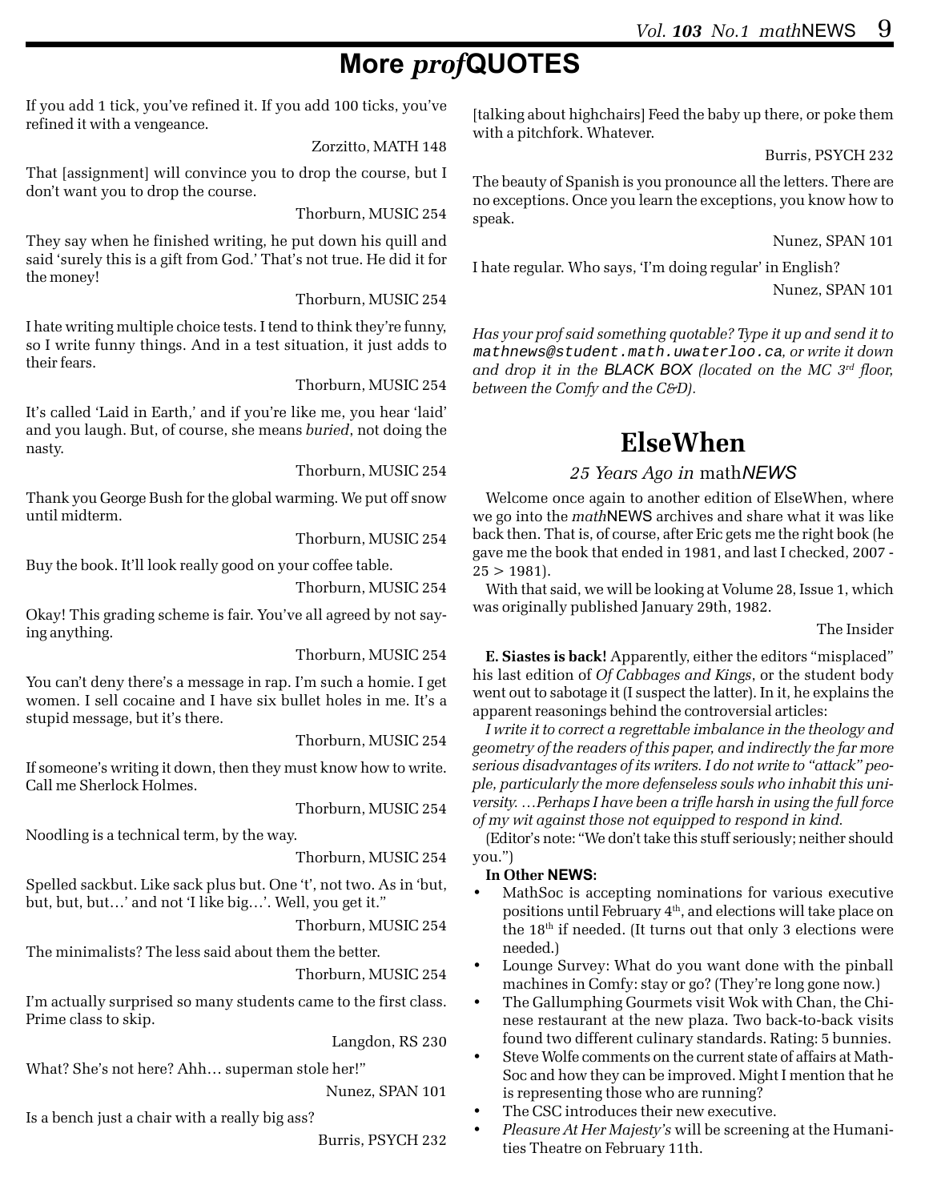# More *prof*QUOTES

If you add 1 tick, you've refined it. If you add 100 ticks, you've refined it with a vengeance.

Zorzitto, MATH 148

That [assignment] will convince you to drop the course, but I don't want you to drop the course.

Thorburn, MUSIC 254

They say when he finished writing, he put down his quill and said 'surely this is a gift from God.' That's not true. He did it for the money!

Thorburn, MUSIC 254

I hate writing multiple choice tests. I tend to think they're funny, so I write funny things. And in a test situation, it just adds to their fears.

Thorburn, MUSIC 254

It's called 'Laid in Earth,' and if you're like me, you hear 'laid' and you laugh. But, of course, she means *buried*, not doing the nasty.

Thorburn, MUSIC 254

Thank you George Bush for the global warming. We put off snow until midterm.

Thorburn, MUSIC 254

Buy the book. It'll look really good on your coffee table.

Thorburn, MUSIC 254

Okay! This grading scheme is fair. You've all agreed by not saying anything.

Thorburn, MUSIC 254

You can't deny there's a message in rap. I'm such a homie. I get women. I sell cocaine and I have six bullet holes in me. It's a stupid message, but it's there.

Thorburn, MUSIC 254

If someone's writing it down, then they must know how to write. Call me Sherlock Holmes.

Thorburn, MUSIC 254

Noodling is a technical term, by the way.

Thorburn, MUSIC 254

Spelled sackbut. Like sack plus but. One 't', not two. As in 'but, but, but, but…' and not 'I like big…'. Well, you get it."

Thorburn, MUSIC 254

The minimalists? The less said about them the better.

Thorburn, MUSIC 254

I'm actually surprised so many students came to the first class. Prime class to skip.

Langdon, RS 230

What? She's not here? Ahh… superman stole her!"

Nunez, SPAN 101

Is a bench just a chair with a really big ass?

Burris, PSYCH 232

[talking about highchairs] Feed the baby up there, or poke them with a pitchfork. Whatever.

Burris, PSYCH 232

The beauty of Spanish is you pronounce all the letters. There are no exceptions. Once you learn the exceptions, you know how to speak.

Nunez, SPAN 101

I hate regular. Who says, 'I'm doing regular' in English?

Nunez, SPAN 101

*Has your prof said something quotable? Type it up and send it to* `mathnews@student.math.uwaterloo.ca`*, or write it down and drop it in the* BLACK BOX *(located on the MC 3rd floor, between the Comfy and the C&D).*

# ElseWhen

*25 Years Ago in* math*NEWS*

Welcome once again to another edition of ElseWhen, where we go into the *math*NEWS archives and share what it was like back then. That is, of course, after Eric gets me the right book (he gave me the book that ended in 1981, and last I checked, 2007 - 25 > 1981).

With that said, we will be looking at Volume 28, Issue 1, which was originally published January 29th, 1982.

The Insider

**E. Siastes is back!** Apparently, either the editors "misplaced" his last edition of *Of Cabbages and Kings*, or the student body went out to sabotage it (I suspect the latter). In it, he explains the apparent reasonings behind the controversial articles:

*I write it to correct a regrettable imbalance in the theology and geometry of the readers of this paper, and indirectly the far more serious disadvantages of its writers. I do not write to "attack" people, particularly the more defenseless souls who inhabit this university. …Perhaps I have been a trifle harsh in using the full force of my wit against those not equipped to respond in kind.*

(Editor's note: "We don't take this stuff seriously; neither should you.")

**In Other NEWS:**

- MathSoc is accepting nominations for various executive positions until February 4th, and elections will take place on the 18th if needed. (It turns out that only 3 elections were needed.)
- Lounge Survey: What do you want done with the pinball machines in Comfy: stay or go? (They're long gone now.)
- The Gallumphing Gourmets visit Wok with Chan, the Chinese restaurant at the new plaza. Two back-to-back visits found two different culinary standards. Rating: 5 bunnies.
- Steve Wolfe comments on the current state of affairs at MathSoc and how they can be improved. Might I mention that he is representing those who are running?
- The CSC introduces their new executive.
- *Pleasure At Her Majesty's* will be screening at the Humanities Theatre on February 11th.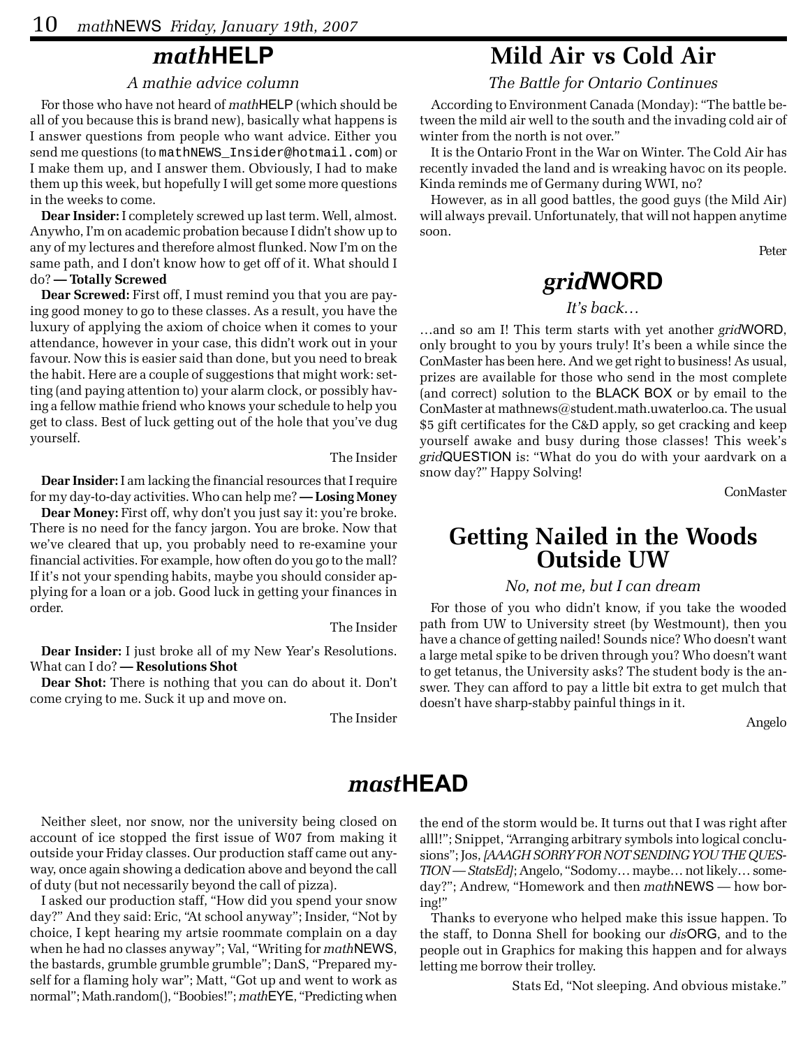## *math*HELP

*A mathie advice column*

For those who have not heard of *math*HELP (which should be all of you because this is brand new), basically what happens is I answer questions from people who want advice. Either you send me questions (to `mathNEWS_Insider@hotmail.com`) or I make them up, and I answer them. Obviously, I had to make them up this week, but hopefully I will get some more questions in the weeks to come.

**Dear Insider:** I completely screwed up last term. Well, almost. Anywho, I'm on academic probation because I didn't show up to any of my lectures and therefore almost flunked. Now I'm on the same path, and I don't know how to get off of it. What should I do? **— Totally Screwed**

**Dear Screwed:** First off, I must remind you that you are paying good money to go to these classes. As a result, you have the luxury of applying the axiom of choice when it comes to your attendance, however in your case, this didn't work out in your favour. Now this is easier said than done, but you need to break the habit. Here are a couple of suggestions that might work: setting (and paying attention to) your alarm clock, or possibly having a fellow mathie friend who knows your schedule to help you get to class. Best of luck getting out of the hole that you've dug yourself.

The Insider

**Dear Insider:** I am lacking the financial resources that I require for my day-to-day activities. Who can help me? **— Losing Money**

**Dear Money:** First off, why don't you just say it: you're broke. There is no need for the fancy jargon. You are broke. Now that we've cleared that up, you probably need to re-examine your financial activities. For example, how often do you go to the mall? If it's not your spending habits, maybe you should consider applying for a loan or a job. Good luck in getting your finances in order.

The Insider

**Dear Insider:** I just broke all of my New Year's Resolutions. What can I do? **— Resolutions Shot**

**Dear Shot:** There is nothing that you can do about it. Don't come crying to me. Suck it up and move on.

The Insider

## Mild Air vs Cold Air

*The Battle for Ontario Continues*

According to Environment Canada (Monday): "The battle between the mild air well to the south and the invading cold air of winter from the north is not over."

It is the Ontario Front in the War on Winter. The Cold Air has recently invaded the land and is wreaking havoc on its people. Kinda reminds me of Germany during WWI, no?

However, as in all good battles, the good guys (the Mild Air) will always prevail. Unfortunately, that will not happen anytime soon.

Peter

## *grid*WORD

*It's back…*

…and so am I! This term starts with yet another *grid*WORD, only brought to you by yours truly! It's been a while since the ConMaster has been here. And we get right to business! As usual, prizes are available for those who send in the most complete (and correct) solution to the BLACK BOX or by email to the ConMaster at mathnews@student.math.uwaterloo.ca. The usual $5 gift certificates for the C&D apply, so get cracking and keep yourself awake and busy during those classes! This week's *grid*QUESTION is: "What do you do with your aardvark on a snow day?" Happy Solving!

ConMaster

## Getting Nailed in the Woods Outside UW

*No, not me, but I can dream*

For those of you who didn't know, if you take the wooded path from UW to University street (by Westmount), then you have a chance of getting nailed! Sounds nice? Who doesn't want a large metal spike to be driven through you? Who doesn't want to get tetanus, the University asks? The student body is the answer. They can afford to pay a little bit extra to get mulch that doesn't have sharp-stabby painful things in it.

Angelo

## *mast*HEAD

Neither sleet, nor snow, nor the university being closed on account of ice stopped the first issue of W07 from making it outside your Friday classes. Our production staff came out anyway, once again showing a dedication above and beyond the call of duty (but not necessarily beyond the call of pizza).

I asked our production staff, "How did you spend your snow day?" And they said: Eric, "At school anyway"; Insider, "Not by choice, I kept hearing my artsie roommate complain on a day when he had no classes anyway"; Val, "Writing for *math*NEWS, the bastards, grumble grumble grumble"; DanS, "Prepared myself for a flaming holy war"; Matt, "Got up and went to work as normal"; Math.random(), "Boobies!"; *math*EYE, "Predicting when the end of the storm would be. It turns out that I was right after alll!"; Snippet, "Arranging arbitrary symbols into logical conclusions"; Jos, *[AAAGH SORRY FOR NOT SENDING YOU THE QUESTION — StatsEd]*; Angelo, "Sodomy… maybe… not likely… someday?"; Andrew, "Homework and then *math*NEWS — how boring!"

Thanks to everyone who helped make this issue happen. To the staff, to Donna Shell for booking our *dis*ORG, and to the people out in Graphics for making this happen and for always letting me borrow their trolley.

Stats Ed, "Not sleeping. And obvious mistake."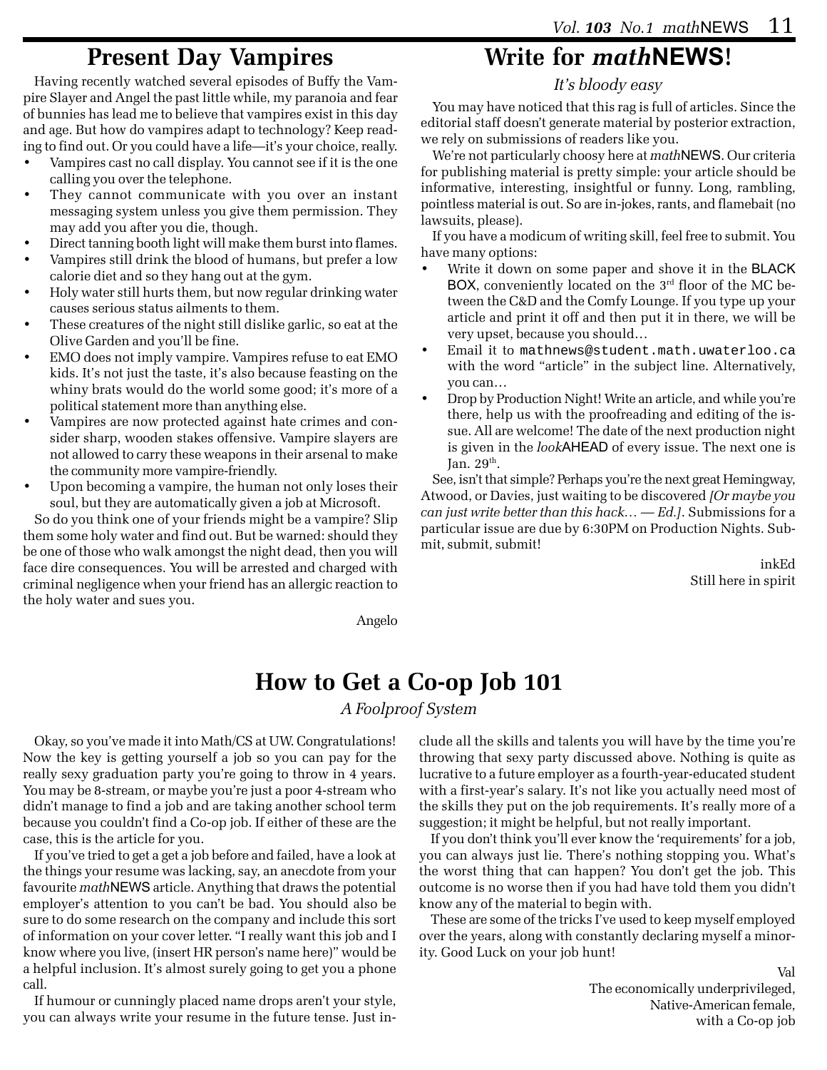## Present Day Vampires

Having recently watched several episodes of Buffy the Vampire Slayer and Angel the past little while, my paranoia and fear of bunnies has lead me to believe that vampires exist in this day and age. But how do vampires adapt to technology? Keep reading to find out. Or you could have a life—it's your choice, really.

- Vampires cast no call display. You cannot see if it is the one calling you over the telephone.
- They cannot communicate with you over an instant messaging system unless you give them permission. They may add you after you die, though.
- Direct tanning booth light will make them burst into flames.
- Vampires still drink the blood of humans, but prefer a low calorie diet and so they hang out at the gym.
- Holy water still hurts them, but now regular drinking water causes serious status ailments to them.
- These creatures of the night still dislike garlic, so eat at the Olive Garden and you'll be fine.
- EMO does not imply vampire. Vampires refuse to eat EMO kids. It's not just the taste, it's also because feasting on the whiny brats would do the world some good; it's more of a political statement more than anything else.
- Vampires are now protected against hate crimes and consider sharp, wooden stakes offensive. Vampire slayers are not allowed to carry these weapons in their arsenal to make the community more vampire-friendly.
- Upon becoming a vampire, the human not only loses their soul, but they are automatically given a job at Microsoft.

So do you think one of your friends might be a vampire? Slip them some holy water and find out. But be warned: should they be one of those who walk amongst the night dead, then you will face dire consequences. You will be arrested and charged with criminal negligence when your friend has an allergic reaction to the holy water and sues you.

Angelo

## Write for *math*NEWS!

*It's bloody easy*

You may have noticed that this rag is full of articles. Since the editorial staff doesn't generate material by posterior extraction, we rely on submissions of readers like you.

We're not particularly choosy here at *math*NEWS. Our criteria for publishing material is pretty simple: your article should be informative, interesting, insightful or funny. Long, rambling, pointless material is out. So are in-jokes, rants, and flamebait (no lawsuits, please).

If you have a modicum of writing skill, feel free to submit. You have many options:

- Write it down on some paper and shove it in the BLACK BOX, conveniently located on the 3rd floor of the MC between the C&D and the Comfy Lounge. If you type up your article and print it off and then put it in there, we will be very upset, because you should…
- Email it to `mathnews@student.math.uwaterloo.ca` with the word "article" in the subject line. Alternatively, you can…
- Drop by Production Night! Write an article, and while you're there, help us with the proofreading and editing of the issue. All are welcome! The date of the next production night is given in the *look*AHEAD of every issue. The next one is Jan. 29th.

See, isn't that simple? Perhaps you're the next great Hemingway, Atwood, or Davies, just waiting to be discovered *[Or maybe you can just write better than this hack… — Ed.]*. Submissions for a particular issue are due by 6:30PM on Production Nights. Submit, submit, submit!

inkEd
Still here in spirit

## How to Get a Co-op Job 101

*A Foolproof System*

Okay, so you've made it into Math/CS at UW. Congratulations! Now the key is getting yourself a job so you can pay for the really sexy graduation party you're going to throw in 4 years. You may be 8-stream, or maybe you're just a poor 4-stream who didn't manage to find a job and are taking another school term because you couldn't find a Co-op job. If either of these are the case, this is the article for you.

If you've tried to get a get a job before and failed, have a look at the things your resume was lacking, say, an anecdote from your favourite *math*NEWS article. Anything that draws the potential employer's attention to you can't be bad. You should also be sure to do some research on the company and include this sort of information on your cover letter. "I really want this job and I know where you live, (insert HR person's name here)" would be a helpful inclusion. It's almost surely going to get you a phone call.

If humour or cunningly placed name drops aren't your style, you can always write your resume in the future tense. Just include all the skills and talents you will have by the time you're throwing that sexy party discussed above. Nothing is quite as lucrative to a future employer as a fourth-year-educated student with a first-year's salary. It's not like you actually need most of the skills they put on the job requirements. It's really more of a suggestion; it might be helpful, but not really important.

If you don't think you'll ever know the 'requirements' for a job, you can always just lie. There's nothing stopping you. What's the worst thing that can happen? You don't get the job. This outcome is no worse then if you had have told them you didn't know any of the material to begin with.

These are some of the tricks I've used to keep myself employed over the years, along with constantly declaring myself a minority. Good Luck on your job hunt!

Val
The economically underprivileged,
Native-American female,
with a Co-op job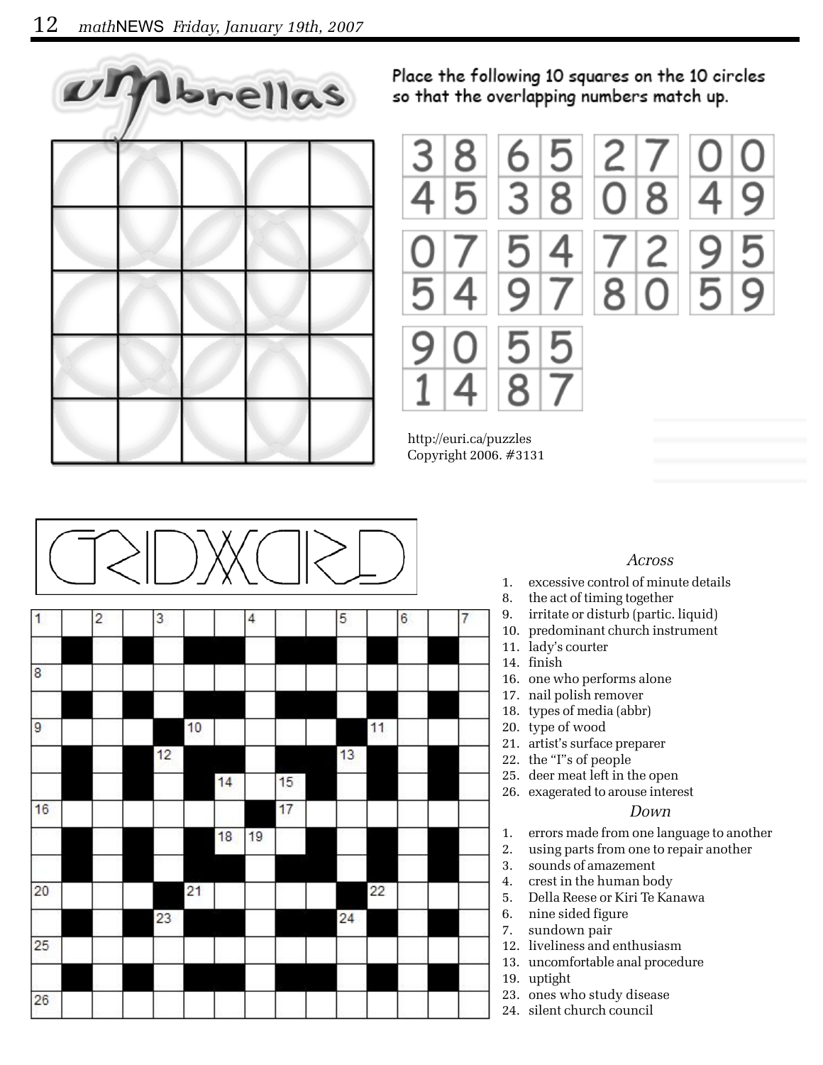## umbrellas

Place the following 10 squares on the 10 circles so that the overlapping numbers match up.

| | |
|---|---|
| 3 | 8 |
| 4 | 5 |

| | |
|---|---|
| 6 | 5 |
| 3 | 8 |

| | |
|---|---|
| 2 | 7 |
| 0 | 8 |

| | |
|---|---|
| 0 | 0 |
| 4 | 9 |

| | |
|---|---|
| 0 | 7 |
| 5 | 4 |

| | |
|---|---|
| 5 | 4 |
| 9 | 7 |

| | |
|---|---|
| 7 | 2 |
| 8 | 0 |

| | |
|---|---|
| 9 | 5 |
| 5 | 9 |

| | |
|---|---|
| 9 | 0 |
| 1 | 4 |

| | |
|---|---|
| 5 | 5 |
| 8 | 7 |

http://euri.ca/puzzles
Copyright 2006. #3131

## GRIDWORD

### Across

1. excessive control of minute details
8. the act of timing together
9. irritate or disturb (partic. liquid)
10. predominant church instrument
11. lady's courter
14. finish
16. one who performs alone
17. nail polish remover
18. types of media (abbr)
20. type of wood
21. artist's surface preparer
22. the "I"s of people
25. deer meat left in the open
26. exagerated to arouse interest

### Down

1. errors made from one language to another
2. using parts from one to repair another
3. sounds of amazement
4. crest in the human body
5. Della Reese or Kiri Te Kanawa
6. nine sided figure
7. sundown pair
12. liveliness and enthusiasm
13. uncomfortable anal procedure
19. uptight
23. ones who study disease
24. silent church council